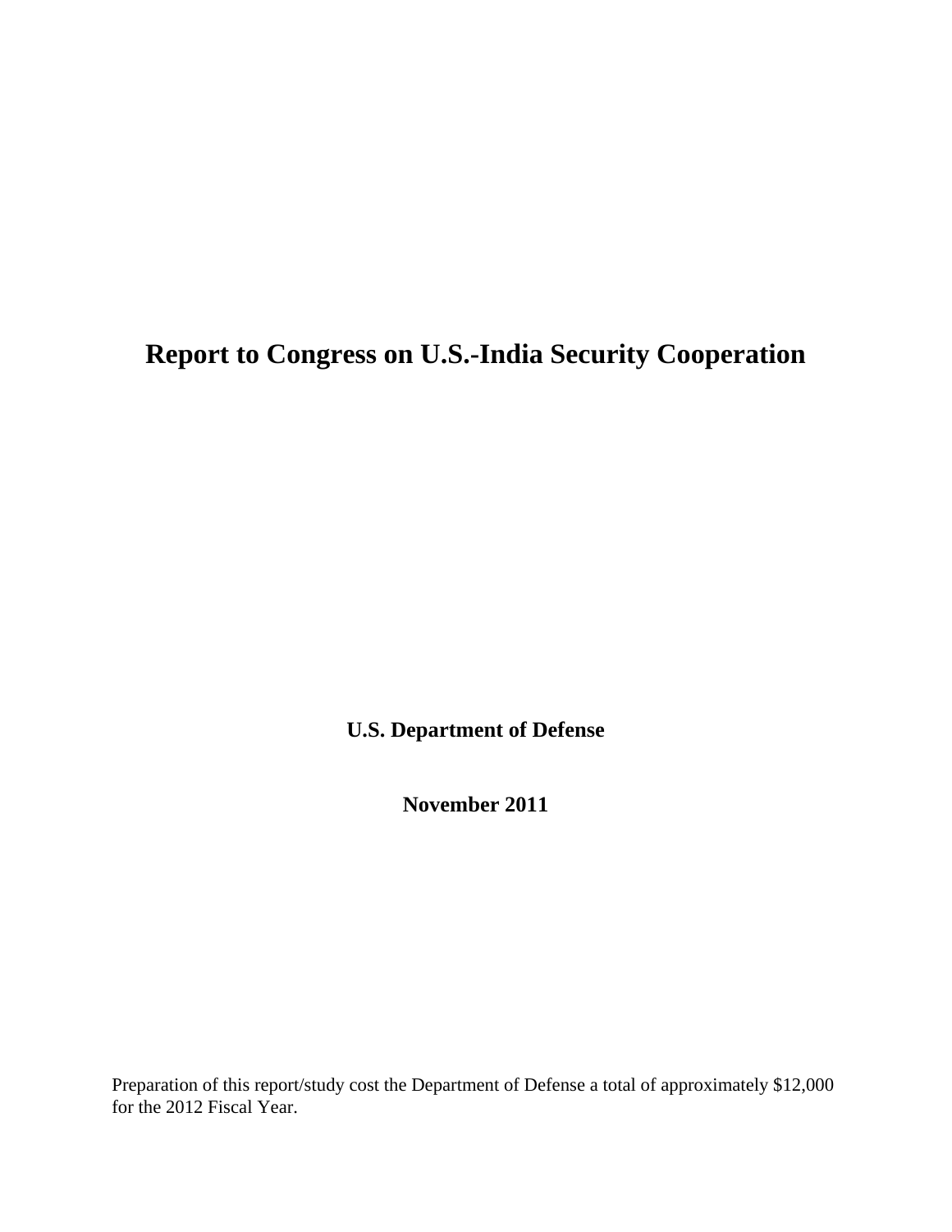# Report to Congress on U.S.-India Security Cooperation

**U.S. Department of Defense**

**November 2011**

Preparation of this report/study cost the Department of Defense a total of approximately $12,000 for the 2012 Fiscal Year.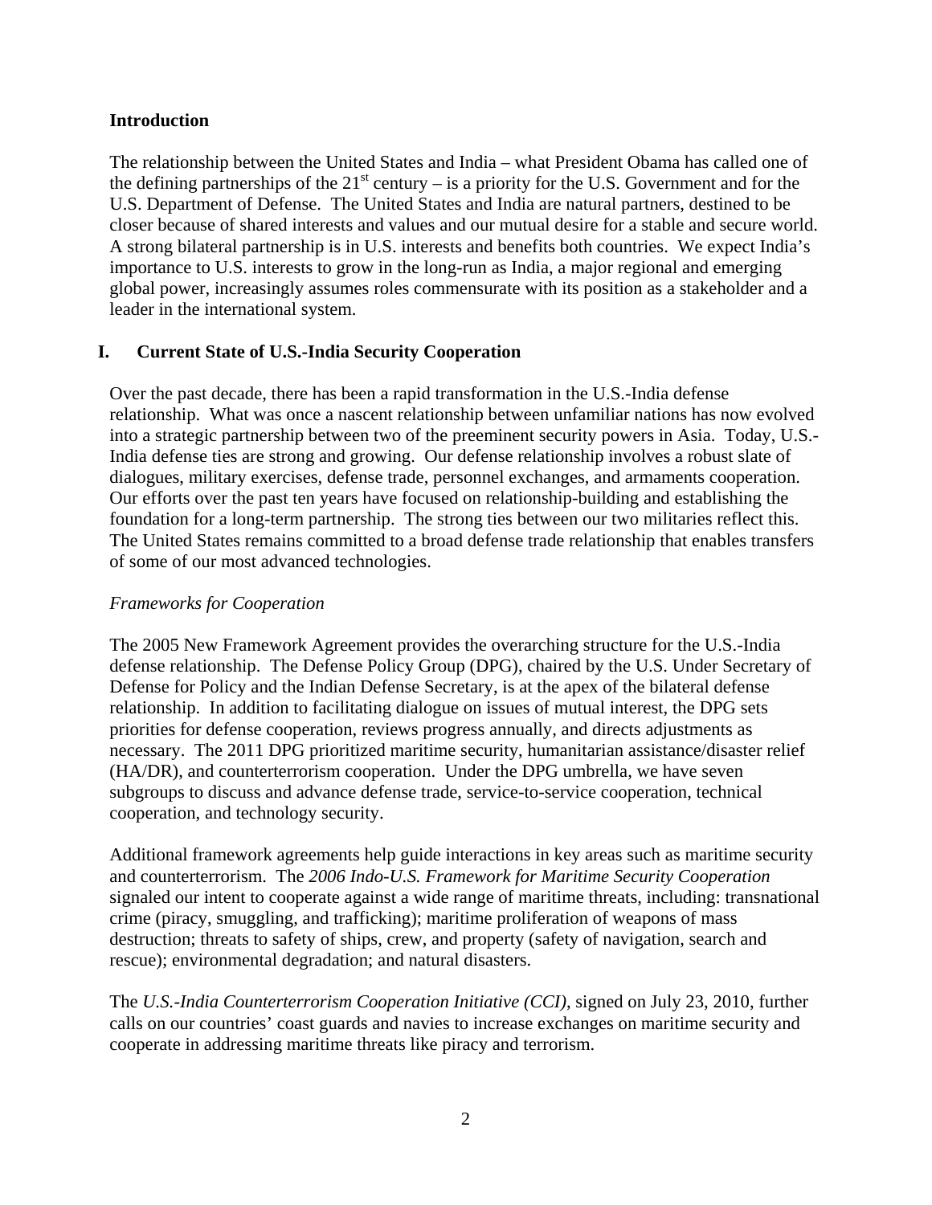## Introduction

The relationship between the United States and India – what President Obama has called one of the defining partnerships of the 21st century – is a priority for the U.S. Government and for the U.S. Department of Defense. The United States and India are natural partners, destined to be closer because of shared interests and values and our mutual desire for a stable and secure world. A strong bilateral partnership is in U.S. interests and benefits both countries. We expect India's importance to U.S. interests to grow in the long-run as India, a major regional and emerging global power, increasingly assumes roles commensurate with its position as a stakeholder and a leader in the international system.

## I. Current State of U.S.-India Security Cooperation

Over the past decade, there has been a rapid transformation in the U.S.-India defense relationship. What was once a nascent relationship between unfamiliar nations has now evolved into a strategic partnership between two of the preeminent security powers in Asia. Today, U.S.-India defense ties are strong and growing. Our defense relationship involves a robust slate of dialogues, military exercises, defense trade, personnel exchanges, and armaments cooperation. Our efforts over the past ten years have focused on relationship-building and establishing the foundation for a long-term partnership. The strong ties between our two militaries reflect this. The United States remains committed to a broad defense trade relationship that enables transfers of some of our most advanced technologies.

### *Frameworks for Cooperation*

The 2005 New Framework Agreement provides the overarching structure for the U.S.-India defense relationship. The Defense Policy Group (DPG), chaired by the U.S. Under Secretary of Defense for Policy and the Indian Defense Secretary, is at the apex of the bilateral defense relationship. In addition to facilitating dialogue on issues of mutual interest, the DPG sets priorities for defense cooperation, reviews progress annually, and directs adjustments as necessary. The 2011 DPG prioritized maritime security, humanitarian assistance/disaster relief (HA/DR), and counterterrorism cooperation. Under the DPG umbrella, we have seven subgroups to discuss and advance defense trade, service-to-service cooperation, technical cooperation, and technology security.

Additional framework agreements help guide interactions in key areas such as maritime security and counterterrorism. The *2006 Indo-U.S. Framework for Maritime Security Cooperation* signaled our intent to cooperate against a wide range of maritime threats, including: transnational crime (piracy, smuggling, and trafficking); maritime proliferation of weapons of mass destruction; threats to safety of ships, crew, and property (safety of navigation, search and rescue); environmental degradation; and natural disasters.

The *U.S.-India Counterterrorism Cooperation Initiative (CCI)*, signed on July 23, 2010, further calls on our countries' coast guards and navies to increase exchanges on maritime security and cooperate in addressing maritime threats like piracy and terrorism.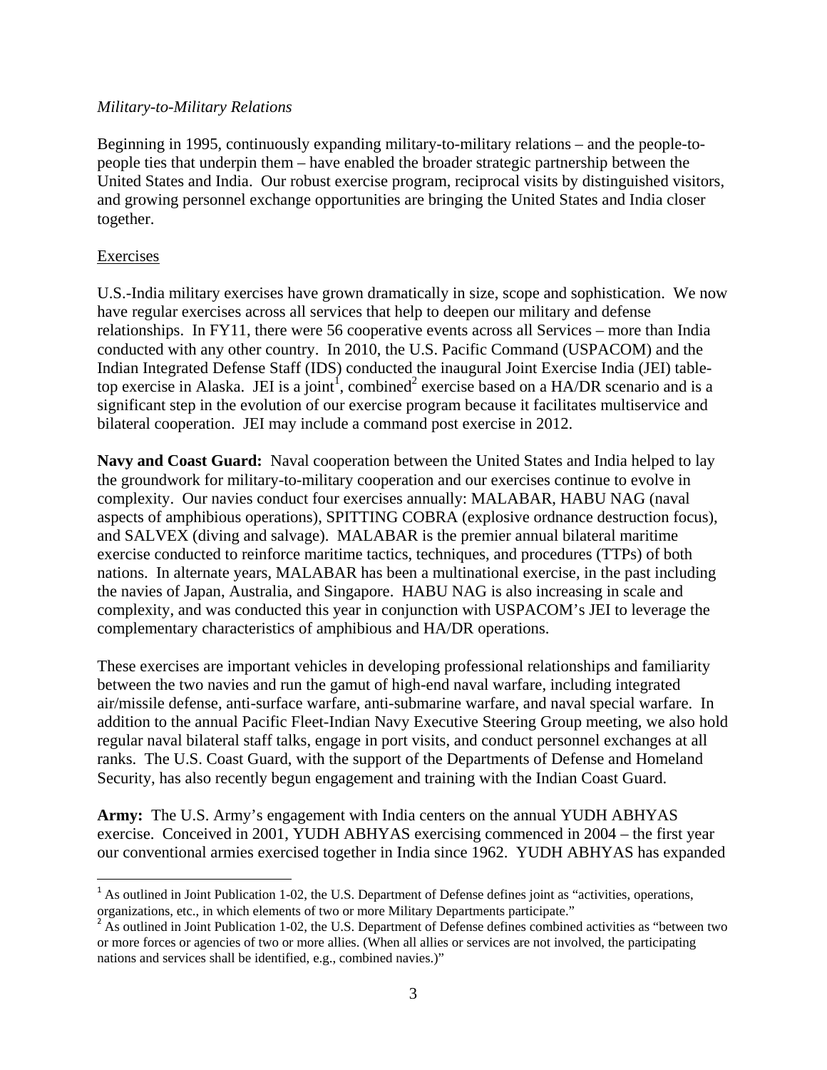*Military-to-Military Relations*

Beginning in 1995, continuously expanding military-to-military relations – and the people-to-people ties that underpin them – have enabled the broader strategic partnership between the United States and India. Our robust exercise program, reciprocal visits by distinguished visitors, and growing personnel exchange opportunities are bringing the United States and India closer together.

Exercises

U.S.-India military exercises have grown dramatically in size, scope and sophistication. We now have regular exercises across all services that help to deepen our military and defense relationships. In FY11, there were 56 cooperative events across all Services – more than India conducted with any other country. In 2010, the U.S. Pacific Command (USPACOM) and the Indian Integrated Defense Staff (IDS) conducted the inaugural Joint Exercise India (JEI) table-top exercise in Alaska. JEI is a joint[1], combined[2] exercise based on a HA/DR scenario and is a significant step in the evolution of our exercise program because it facilitates multiservice and bilateral cooperation. JEI may include a command post exercise in 2012.

**Navy and Coast Guard:** Naval cooperation between the United States and India helped to lay the groundwork for military-to-military cooperation and our exercises continue to evolve in complexity. Our navies conduct four exercises annually: MALABAR, HABU NAG (naval aspects of amphibious operations), SPITTING COBRA (explosive ordnance destruction focus), and SALVEX (diving and salvage). MALABAR is the premier annual bilateral maritime exercise conducted to reinforce maritime tactics, techniques, and procedures (TTPs) of both nations. In alternate years, MALABAR has been a multinational exercise, in the past including the navies of Japan, Australia, and Singapore. HABU NAG is also increasing in scale and complexity, and was conducted this year in conjunction with USPACOM's JEI to leverage the complementary characteristics of amphibious and HA/DR operations.

These exercises are important vehicles in developing professional relationships and familiarity between the two navies and run the gamut of high-end naval warfare, including integrated air/missile defense, anti-surface warfare, anti-submarine warfare, and naval special warfare. In addition to the annual Pacific Fleet-Indian Navy Executive Steering Group meeting, we also hold regular naval bilateral staff talks, engage in port visits, and conduct personnel exchanges at all ranks. The U.S. Coast Guard, with the support of the Departments of Defense and Homeland Security, has also recently begun engagement and training with the Indian Coast Guard.

**Army:** The U.S. Army's engagement with India centers on the annual YUDH ABHYAS exercise. Conceived in 2001, YUDH ABHYAS exercising commenced in 2004 – the first year our conventional armies exercised together in India since 1962. YUDH ABHYAS has expanded

---

[1] As outlined in Joint Publication 1-02, the U.S. Department of Defense defines joint as "activities, operations, organizations, etc., in which elements of two or more Military Departments participate."

[2] As outlined in Joint Publication 1-02, the U.S. Department of Defense defines combined activities as "between two or more forces or agencies of two or more allies. (When all allies or services are not involved, the participating nations and services shall be identified, e.g., combined navies.)"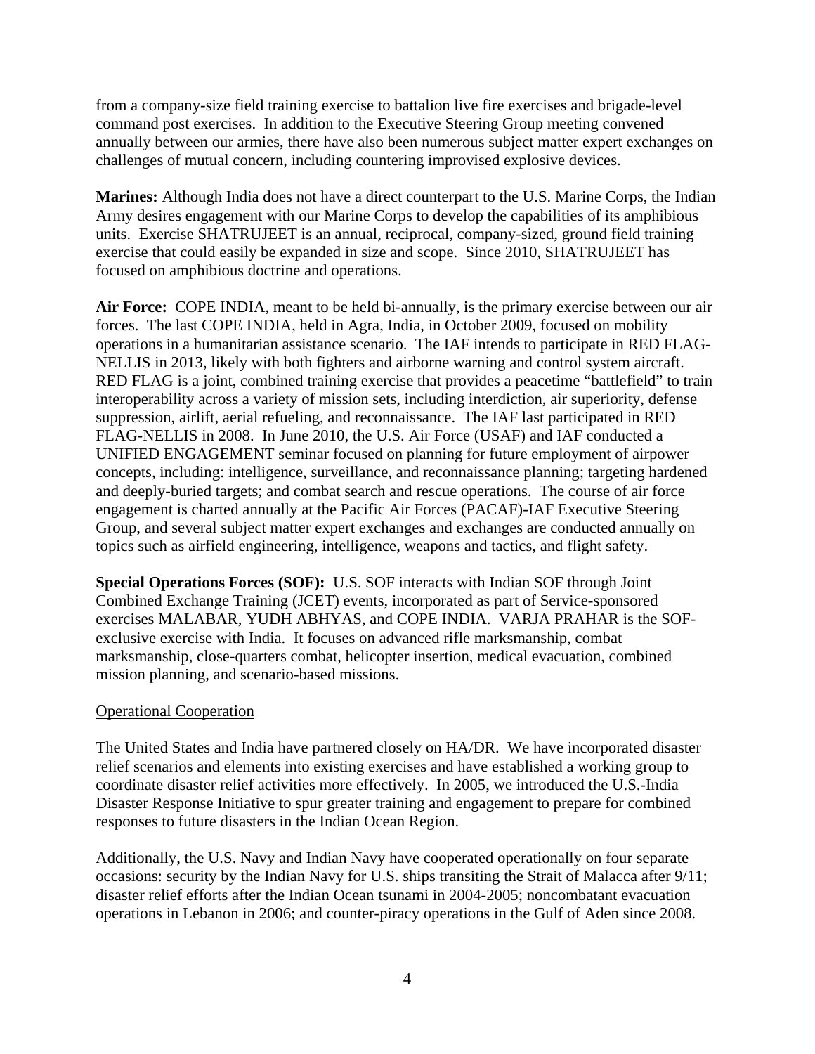from a company-size field training exercise to battalion live fire exercises and brigade-level command post exercises. In addition to the Executive Steering Group meeting convened annually between our armies, there have also been numerous subject matter expert exchanges on challenges of mutual concern, including countering improvised explosive devices.

**Marines:** Although India does not have a direct counterpart to the U.S. Marine Corps, the Indian Army desires engagement with our Marine Corps to develop the capabilities of its amphibious units. Exercise SHATRUJEET is an annual, reciprocal, company-sized, ground field training exercise that could easily be expanded in size and scope. Since 2010, SHATRUJEET has focused on amphibious doctrine and operations.

**Air Force:** COPE INDIA, meant to be held bi-annually, is the primary exercise between our air forces. The last COPE INDIA, held in Agra, India, in October 2009, focused on mobility operations in a humanitarian assistance scenario. The IAF intends to participate in RED FLAG-NELLIS in 2013, likely with both fighters and airborne warning and control system aircraft. RED FLAG is a joint, combined training exercise that provides a peacetime "battlefield" to train interoperability across a variety of mission sets, including interdiction, air superiority, defense suppression, airlift, aerial refueling, and reconnaissance. The IAF last participated in RED FLAG-NELLIS in 2008. In June 2010, the U.S. Air Force (USAF) and IAF conducted a UNIFIED ENGAGEMENT seminar focused on planning for future employment of airpower concepts, including: intelligence, surveillance, and reconnaissance planning; targeting hardened and deeply-buried targets; and combat search and rescue operations. The course of air force engagement is charted annually at the Pacific Air Forces (PACAF)-IAF Executive Steering Group, and several subject matter expert exchanges and exchanges are conducted annually on topics such as airfield engineering, intelligence, weapons and tactics, and flight safety.

**Special Operations Forces (SOF):** U.S. SOF interacts with Indian SOF through Joint Combined Exchange Training (JCET) events, incorporated as part of Service-sponsored exercises MALABAR, YUDH ABHYAS, and COPE INDIA. VARJA PRAHAR is the SOF-exclusive exercise with India. It focuses on advanced rifle marksmanship, combat marksmanship, close-quarters combat, helicopter insertion, medical evacuation, combined mission planning, and scenario-based missions.

<u>Operational Cooperation</u>

The United States and India have partnered closely on HA/DR. We have incorporated disaster relief scenarios and elements into existing exercises and have established a working group to coordinate disaster relief activities more effectively. In 2005, we introduced the U.S.-India Disaster Response Initiative to spur greater training and engagement to prepare for combined responses to future disasters in the Indian Ocean Region.

Additionally, the U.S. Navy and Indian Navy have cooperated operationally on four separate occasions: security by the Indian Navy for U.S. ships transiting the Strait of Malacca after 9/11; disaster relief efforts after the Indian Ocean tsunami in 2004-2005; noncombatant evacuation operations in Lebanon in 2006; and counter-piracy operations in the Gulf of Aden since 2008.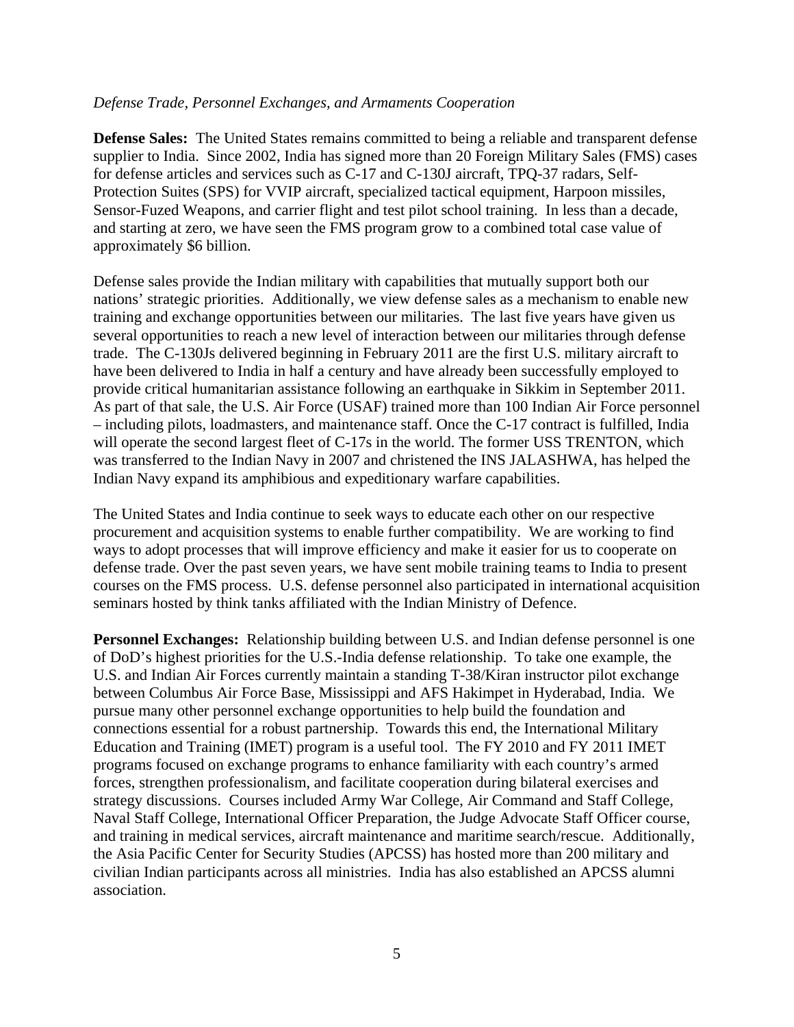*Defense Trade, Personnel Exchanges, and Armaments Cooperation*

**Defense Sales:** The United States remains committed to being a reliable and transparent defense supplier to India. Since 2002, India has signed more than 20 Foreign Military Sales (FMS) cases for defense articles and services such as C-17 and C-130J aircraft, TPQ-37 radars, Self-Protection Suites (SPS) for VVIP aircraft, specialized tactical equipment, Harpoon missiles, Sensor-Fuzed Weapons, and carrier flight and test pilot school training. In less than a decade, and starting at zero, we have seen the FMS program grow to a combined total case value of approximately $6 billion.

Defense sales provide the Indian military with capabilities that mutually support both our nations' strategic priorities. Additionally, we view defense sales as a mechanism to enable new training and exchange opportunities between our militaries. The last five years have given us several opportunities to reach a new level of interaction between our militaries through defense trade. The C-130Js delivered beginning in February 2011 are the first U.S. military aircraft to have been delivered to India in half a century and have already been successfully employed to provide critical humanitarian assistance following an earthquake in Sikkim in September 2011. As part of that sale, the U.S. Air Force (USAF) trained more than 100 Indian Air Force personnel – including pilots, loadmasters, and maintenance staff. Once the C-17 contract is fulfilled, India will operate the second largest fleet of C-17s in the world. The former USS TRENTON, which was transferred to the Indian Navy in 2007 and christened the INS JALASHWA, has helped the Indian Navy expand its amphibious and expeditionary warfare capabilities.

The United States and India continue to seek ways to educate each other on our respective procurement and acquisition systems to enable further compatibility. We are working to find ways to adopt processes that will improve efficiency and make it easier for us to cooperate on defense trade. Over the past seven years, we have sent mobile training teams to India to present courses on the FMS process. U.S. defense personnel also participated in international acquisition seminars hosted by think tanks affiliated with the Indian Ministry of Defence.

**Personnel Exchanges:** Relationship building between U.S. and Indian defense personnel is one of DoD's highest priorities for the U.S.-India defense relationship. To take one example, the U.S. and Indian Air Forces currently maintain a standing T-38/Kiran instructor pilot exchange between Columbus Air Force Base, Mississippi and AFS Hakimpet in Hyderabad, India. We pursue many other personnel exchange opportunities to help build the foundation and connections essential for a robust partnership. Towards this end, the International Military Education and Training (IMET) program is a useful tool. The FY 2010 and FY 2011 IMET programs focused on exchange programs to enhance familiarity with each country's armed forces, strengthen professionalism, and facilitate cooperation during bilateral exercises and strategy discussions. Courses included Army War College, Air Command and Staff College, Naval Staff College, International Officer Preparation, the Judge Advocate Staff Officer course, and training in medical services, aircraft maintenance and maritime search/rescue. Additionally, the Asia Pacific Center for Security Studies (APCSS) has hosted more than 200 military and civilian Indian participants across all ministries. India has also established an APCSS alumni association.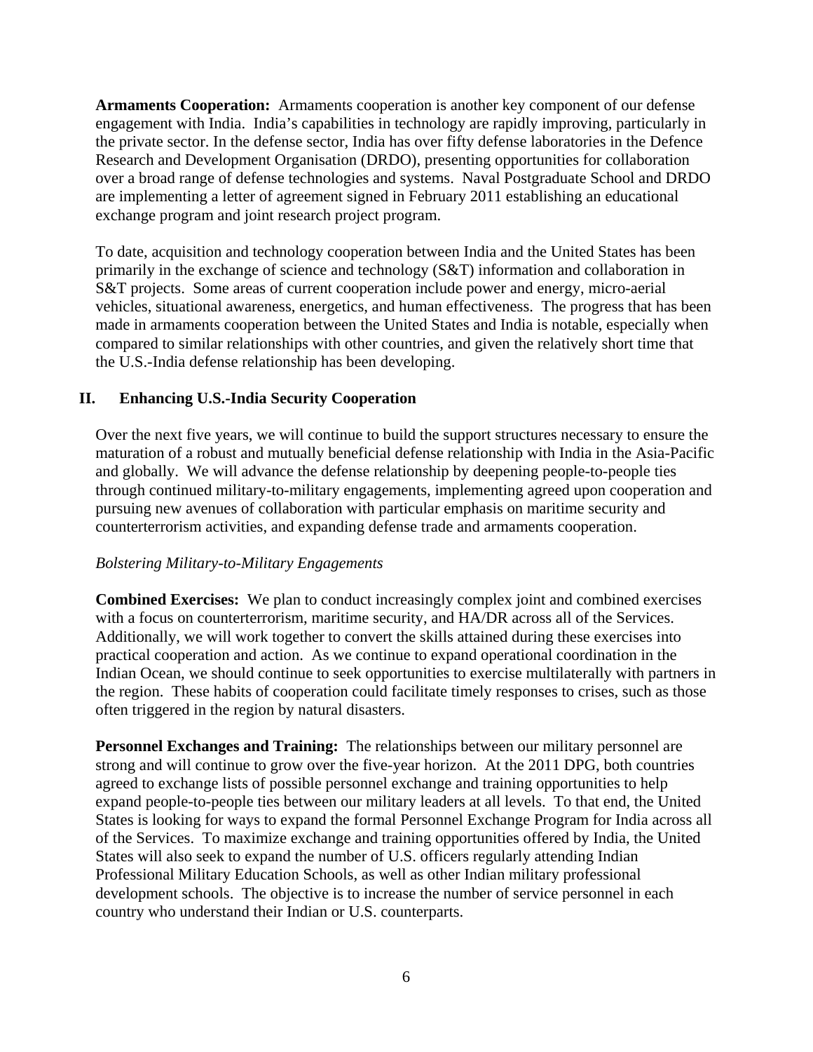**Armaments Cooperation:** Armaments cooperation is another key component of our defense engagement with India. India's capabilities in technology are rapidly improving, particularly in the private sector. In the defense sector, India has over fifty defense laboratories in the Defence Research and Development Organisation (DRDO), presenting opportunities for collaboration over a broad range of defense technologies and systems. Naval Postgraduate School and DRDO are implementing a letter of agreement signed in February 2011 establishing an educational exchange program and joint research project program.

To date, acquisition and technology cooperation between India and the United States has been primarily in the exchange of science and technology (S&T) information and collaboration in S&T projects. Some areas of current cooperation include power and energy, micro-aerial vehicles, situational awareness, energetics, and human effectiveness. The progress that has been made in armaments cooperation between the United States and India is notable, especially when compared to similar relationships with other countries, and given the relatively short time that the U.S.-India defense relationship has been developing.

## II. Enhancing U.S.-India Security Cooperation

Over the next five years, we will continue to build the support structures necessary to ensure the maturation of a robust and mutually beneficial defense relationship with India in the Asia-Pacific and globally. We will advance the defense relationship by deepening people-to-people ties through continued military-to-military engagements, implementing agreed upon cooperation and pursuing new avenues of collaboration with particular emphasis on maritime security and counterterrorism activities, and expanding defense trade and armaments cooperation.

*Bolstering Military-to-Military Engagements*

**Combined Exercises:** We plan to conduct increasingly complex joint and combined exercises with a focus on counterterrorism, maritime security, and HA/DR across all of the Services. Additionally, we will work together to convert the skills attained during these exercises into practical cooperation and action. As we continue to expand operational coordination in the Indian Ocean, we should continue to seek opportunities to exercise multilaterally with partners in the region. These habits of cooperation could facilitate timely responses to crises, such as those often triggered in the region by natural disasters.

**Personnel Exchanges and Training:** The relationships between our military personnel are strong and will continue to grow over the five-year horizon. At the 2011 DPG, both countries agreed to exchange lists of possible personnel exchange and training opportunities to help expand people-to-people ties between our military leaders at all levels. To that end, the United States is looking for ways to expand the formal Personnel Exchange Program for India across all of the Services. To maximize exchange and training opportunities offered by India, the United States will also seek to expand the number of U.S. officers regularly attending Indian Professional Military Education Schools, as well as other Indian military professional development schools. The objective is to increase the number of service personnel in each country who understand their Indian or U.S. counterparts.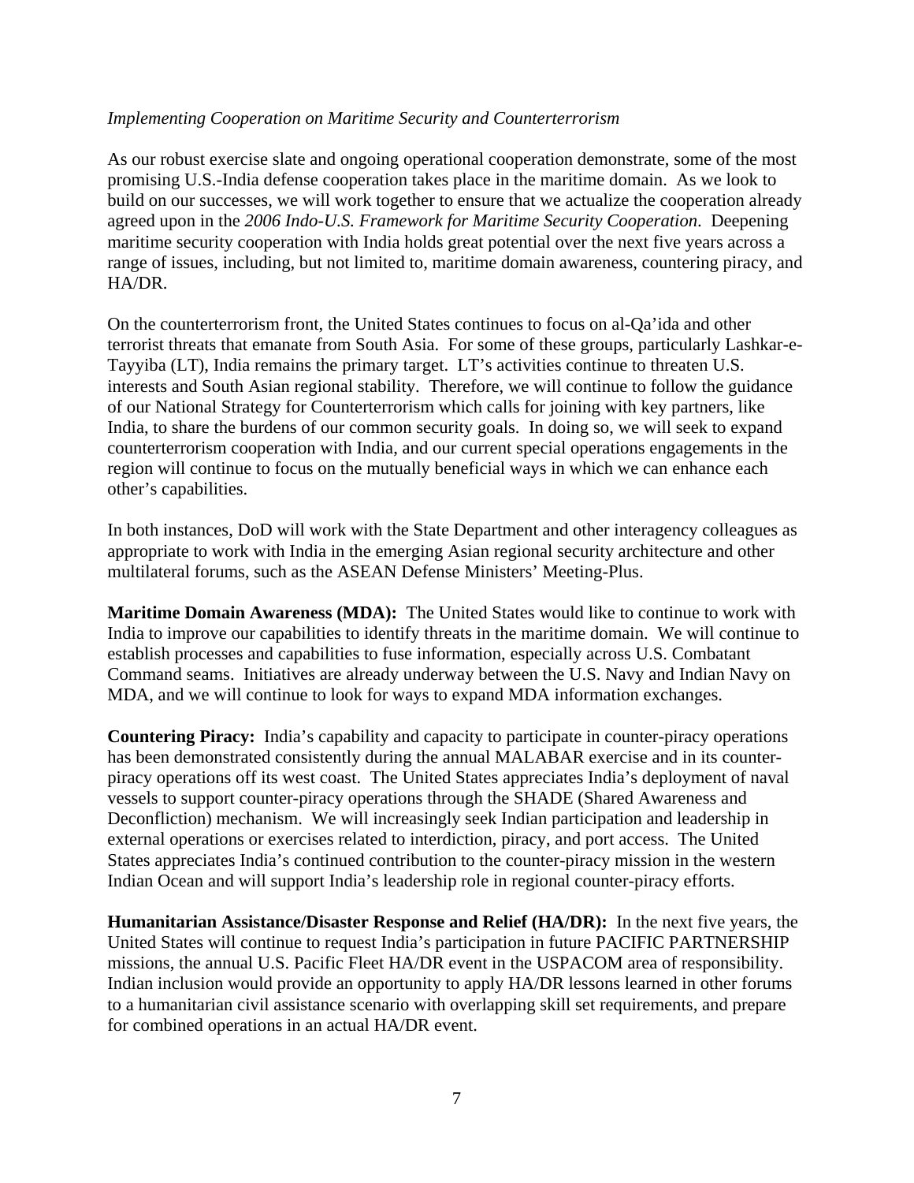*Implementing Cooperation on Maritime Security and Counterterrorism*

As our robust exercise slate and ongoing operational cooperation demonstrate, some of the most promising U.S.-India defense cooperation takes place in the maritime domain. As we look to build on our successes, we will work together to ensure that we actualize the cooperation already agreed upon in the *2006 Indo-U.S. Framework for Maritime Security Cooperation*. Deepening maritime security cooperation with India holds great potential over the next five years across a range of issues, including, but not limited to, maritime domain awareness, countering piracy, and HA/DR.

On the counterterrorism front, the United States continues to focus on al-Qa'ida and other terrorist threats that emanate from South Asia. For some of these groups, particularly Lashkar-e-Tayyiba (LT), India remains the primary target. LT's activities continue to threaten U.S. interests and South Asian regional stability. Therefore, we will continue to follow the guidance of our National Strategy for Counterterrorism which calls for joining with key partners, like India, to share the burdens of our common security goals. In doing so, we will seek to expand counterterrorism cooperation with India, and our current special operations engagements in the region will continue to focus on the mutually beneficial ways in which we can enhance each other's capabilities.

In both instances, DoD will work with the State Department and other interagency colleagues as appropriate to work with India in the emerging Asian regional security architecture and other multilateral forums, such as the ASEAN Defense Ministers' Meeting-Plus.

**Maritime Domain Awareness (MDA):** The United States would like to continue to work with India to improve our capabilities to identify threats in the maritime domain. We will continue to establish processes and capabilities to fuse information, especially across U.S. Combatant Command seams. Initiatives are already underway between the U.S. Navy and Indian Navy on MDA, and we will continue to look for ways to expand MDA information exchanges.

**Countering Piracy:** India's capability and capacity to participate in counter-piracy operations has been demonstrated consistently during the annual MALABAR exercise and in its counter-piracy operations off its west coast. The United States appreciates India's deployment of naval vessels to support counter-piracy operations through the SHADE (Shared Awareness and Deconfliction) mechanism. We will increasingly seek Indian participation and leadership in external operations or exercises related to interdiction, piracy, and port access. The United States appreciates India's continued contribution to the counter-piracy mission in the western Indian Ocean and will support India's leadership role in regional counter-piracy efforts.

**Humanitarian Assistance/Disaster Response and Relief (HA/DR):** In the next five years, the United States will continue to request India's participation in future PACIFIC PARTNERSHIP missions, the annual U.S. Pacific Fleet HA/DR event in the USPACOM area of responsibility. Indian inclusion would provide an opportunity to apply HA/DR lessons learned in other forums to a humanitarian civil assistance scenario with overlapping skill set requirements, and prepare for combined operations in an actual HA/DR event.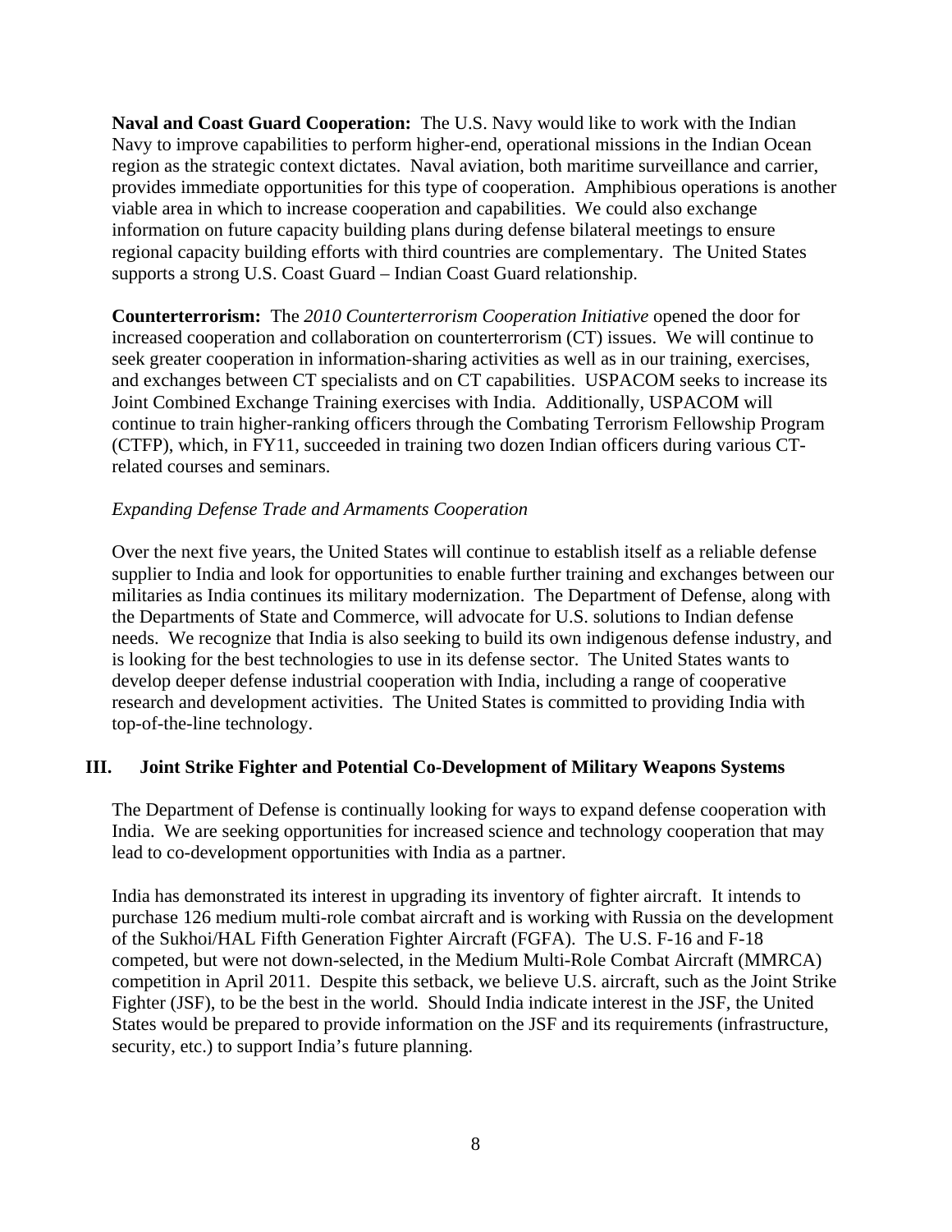**Naval and Coast Guard Cooperation:** The U.S. Navy would like to work with the Indian Navy to improve capabilities to perform higher-end, operational missions in the Indian Ocean region as the strategic context dictates. Naval aviation, both maritime surveillance and carrier, provides immediate opportunities for this type of cooperation. Amphibious operations is another viable area in which to increase cooperation and capabilities. We could also exchange information on future capacity building plans during defense bilateral meetings to ensure regional capacity building efforts with third countries are complementary. The United States supports a strong U.S. Coast Guard – Indian Coast Guard relationship.

**Counterterrorism:** The *2010 Counterterrorism Cooperation Initiative* opened the door for increased cooperation and collaboration on counterterrorism (CT) issues. We will continue to seek greater cooperation in information-sharing activities as well as in our training, exercises, and exchanges between CT specialists and on CT capabilities. USPACOM seeks to increase its Joint Combined Exchange Training exercises with India. Additionally, USPACOM will continue to train higher-ranking officers through the Combating Terrorism Fellowship Program (CTFP), which, in FY11, succeeded in training two dozen Indian officers during various CT-related courses and seminars.

*Expanding Defense Trade and Armaments Cooperation*

Over the next five years, the United States will continue to establish itself as a reliable defense supplier to India and look for opportunities to enable further training and exchanges between our militaries as India continues its military modernization. The Department of Defense, along with the Departments of State and Commerce, will advocate for U.S. solutions to Indian defense needs. We recognize that India is also seeking to build its own indigenous defense industry, and is looking for the best technologies to use in its defense sector. The United States wants to develop deeper defense industrial cooperation with India, including a range of cooperative research and development activities. The United States is committed to providing India with top-of-the-line technology.

## III. Joint Strike Fighter and Potential Co-Development of Military Weapons Systems

The Department of Defense is continually looking for ways to expand defense cooperation with India. We are seeking opportunities for increased science and technology cooperation that may lead to co-development opportunities with India as a partner.

India has demonstrated its interest in upgrading its inventory of fighter aircraft. It intends to purchase 126 medium multi-role combat aircraft and is working with Russia on the development of the Sukhoi/HAL Fifth Generation Fighter Aircraft (FGFA). The U.S. F-16 and F-18 competed, but were not down-selected, in the Medium Multi-Role Combat Aircraft (MMRCA) competition in April 2011. Despite this setback, we believe U.S. aircraft, such as the Joint Strike Fighter (JSF), to be the best in the world. Should India indicate interest in the JSF, the United States would be prepared to provide information on the JSF and its requirements (infrastructure, security, etc.) to support India's future planning.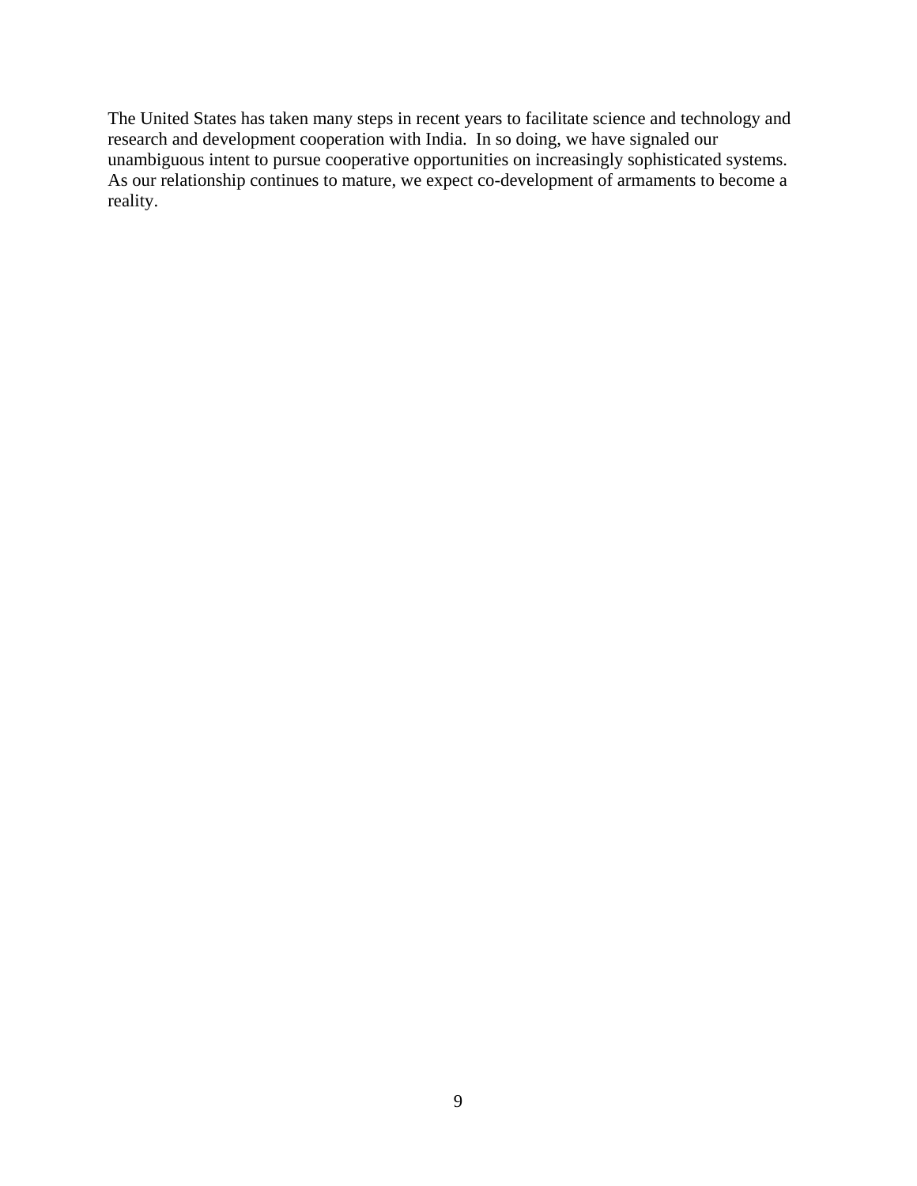The United States has taken many steps in recent years to facilitate science and technology and research and development cooperation with India. In so doing, we have signaled our unambiguous intent to pursue cooperative opportunities on increasingly sophisticated systems. As our relationship continues to mature, we expect co-development of armaments to become a reality.